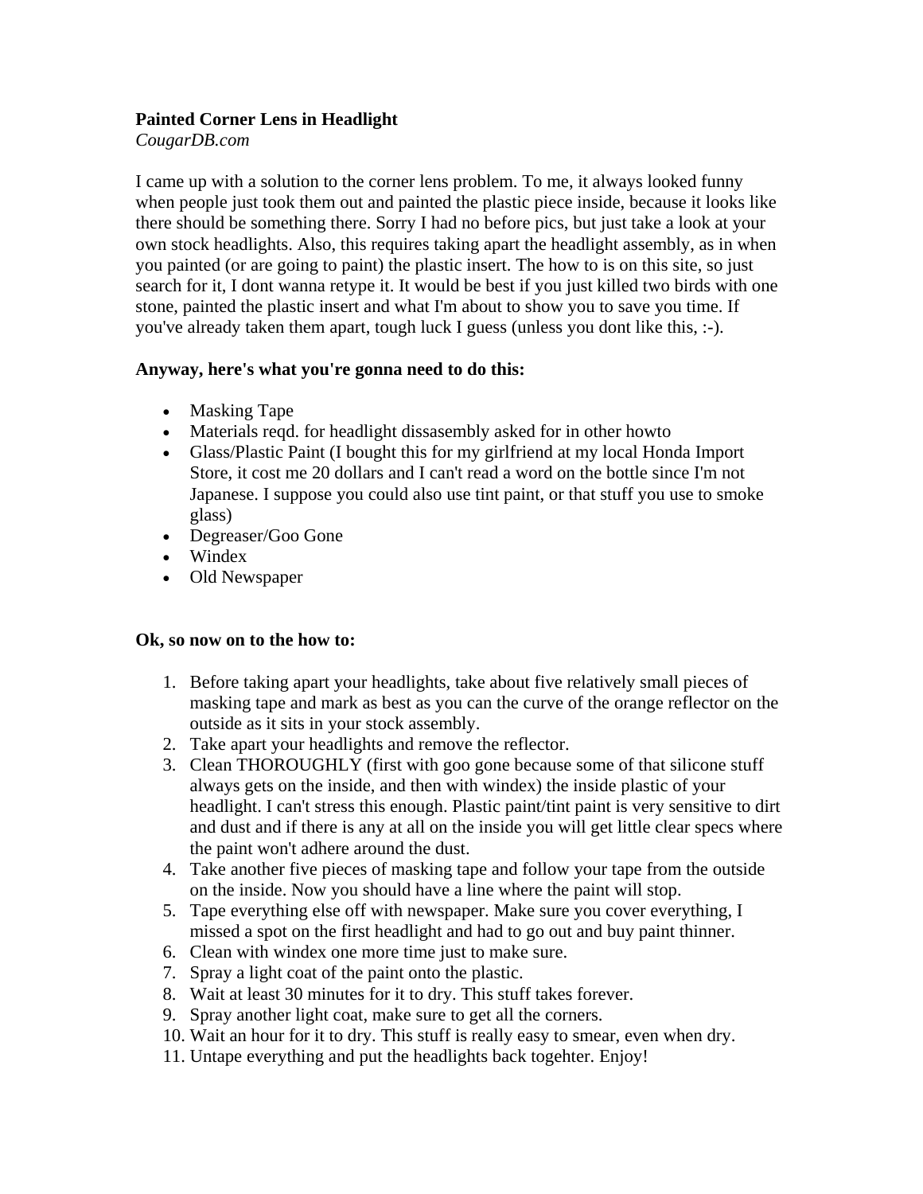**Painted Corner Lens in Headlight**

*CougarDB.com*

I came up with a solution to the corner lens problem. To me, it always looked funny when people just took them out and painted the plastic piece inside, because it looks like there should be something there. Sorry I had no before pics, but just take a look at your own stock headlights. Also, this requires taking apart the headlight assembly, as in when you painted (or are going to paint) the plastic insert. The how to is on this site, so just search for it, I dont wanna retype it. It would be best if you just killed two birds with one stone, painted the plastic insert and what I'm about to show you to save you time. If you've already taken them apart, tough luck I guess (unless you dont like this, :-).

**Anyway, here's what you're gonna need to do this:**

- Masking Tape
- Materials reqd. for headlight dissasembly asked for in other howto
- Glass/Plastic Paint (I bought this for my girlfriend at my local Honda Import Store, it cost me 20 dollars and I can't read a word on the bottle since I'm not Japanese. I suppose you could also use tint paint, or that stuff you use to smoke glass)
- Degreaser/Goo Gone
- Windex
- Old Newspaper

**Ok, so now on to the how to:**

1. Before taking apart your headlights, take about five relatively small pieces of masking tape and mark as best as you can the curve of the orange reflector on the outside as it sits in your stock assembly.
2. Take apart your headlights and remove the reflector.
3. Clean THOROUGHLY (first with goo gone because some of that silicone stuff always gets on the inside, and then with windex) the inside plastic of your headlight. I can't stress this enough. Plastic paint/tint paint is very sensitive to dirt and dust and if there is any at all on the inside you will get little clear specs where the paint won't adhere around the dust.
4. Take another five pieces of masking tape and follow your tape from the outside on the inside. Now you should have a line where the paint will stop.
5. Tape everything else off with newspaper. Make sure you cover everything, I missed a spot on the first headlight and had to go out and buy paint thinner.
6. Clean with windex one more time just to make sure.
7. Spray a light coat of the paint onto the plastic.
8. Wait at least 30 minutes for it to dry. This stuff takes forever.
9. Spray another light coat, make sure to get all the corners.
10. Wait an hour for it to dry. This stuff is really easy to smear, even when dry.
11. Untape everything and put the headlights back togehter. Enjoy!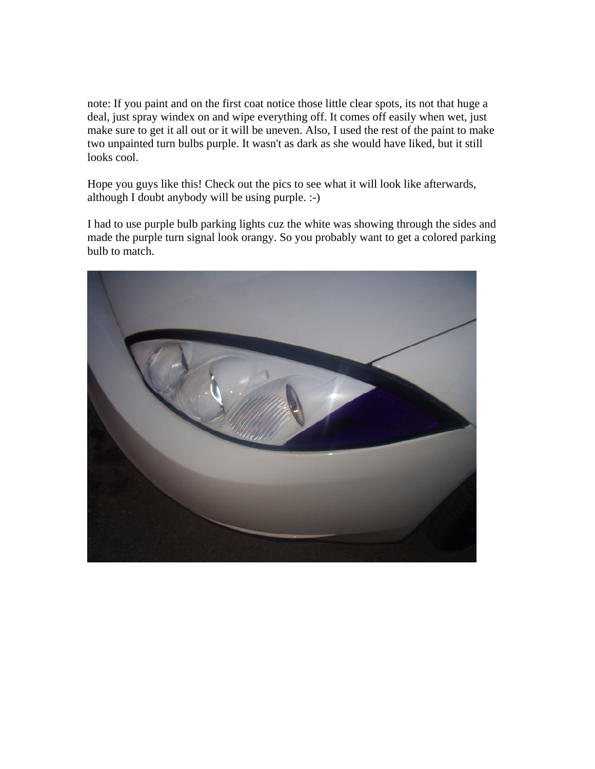note: If you paint and on the first coat notice those little clear spots, its not that huge a deal, just spray windex on and wipe everything off. It comes off easily when wet, just make sure to get it all out or it will be uneven. Also, I used the rest of the paint to make two unpainted turn bulbs purple. It wasn't as dark as she would have liked, but it still looks cool.

Hope you guys like this! Check out the pics to see what it will look like afterwards, although I doubt anybody will be using purple. :-)

I had to use purple bulb parking lights cuz the white was showing through the sides and made the purple turn signal look orangy. So you probably want to get a colored parking bulb to match.